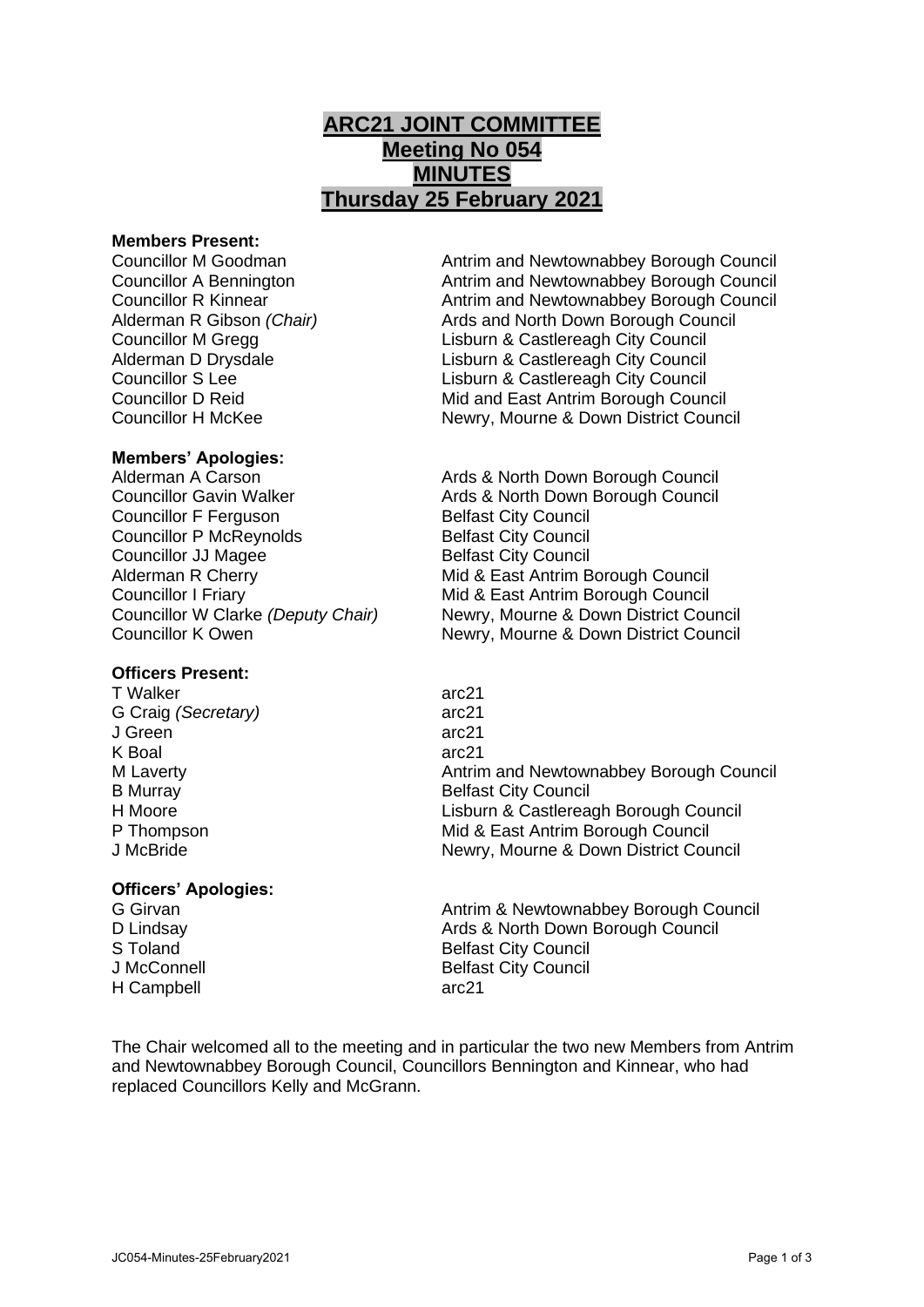# ARC21 JOINT COMMITTEE
# Meeting No 054
# MINUTES
# Thursday 25 February 2021

**Members Present:**

| | |
|---|---|
| Councillor M Goodman | Antrim and Newtownabbey Borough Council |
| Councillor A Bennington | Antrim and Newtownabbey Borough Council |
| Councillor R Kinnear | Antrim and Newtownabbey Borough Council |
| Alderman R Gibson *(Chair)* | Ards and North Down Borough Council |
| Councillor M Gregg | Lisburn & Castlereagh City Council |
| Alderman D Drysdale | Lisburn & Castlereagh City Council |
| Councillor S Lee | Lisburn & Castlereagh City Council |
| Councillor D Reid | Mid and East Antrim Borough Council |
| Councillor H McKee | Newry, Mourne & Down District Council |

**Members' Apologies:**

| | |
|---|---|
| Alderman A Carson | Ards & North Down Borough Council |
| Councillor Gavin Walker | Ards & North Down Borough Council |
| Councillor F Ferguson | Belfast City Council |
| Councillor P McReynolds | Belfast City Council |
| Councillor JJ Magee | Belfast City Council |
| Alderman R Cherry | Mid & East Antrim Borough Council |
| Councillor I Friary | Mid & East Antrim Borough Council |
| Councillor W Clarke *(Deputy Chair)* | Newry, Mourne & Down District Council |
| Councillor K Owen | Newry, Mourne & Down District Council |

**Officers Present:**

| | |
|---|---|
| T Walker | arc21 |
| G Craig *(Secretary)* | arc21 |
| J Green | arc21 |
| K Boal | arc21 |
| M Laverty | Antrim and Newtownabbey Borough Council |
| B Murray | Belfast City Council |
| H Moore | Lisburn & Castlereagh Borough Council |
| P Thompson | Mid & East Antrim Borough Council |
| J McBride | Newry, Mourne & Down District Council |

**Officers' Apologies:**

| | |
|---|---|
| G Girvan | Antrim & Newtownabbey Borough Council |
| D Lindsay | Ards & North Down Borough Council |
| S Toland | Belfast City Council |
| J McConnell | Belfast City Council |
| H Campbell | arc21 |

The Chair welcomed all to the meeting and in particular the two new Members from Antrim and Newtownabbey Borough Council, Councillors Bennington and Kinnear, who had replaced Councillors Kelly and McGrann.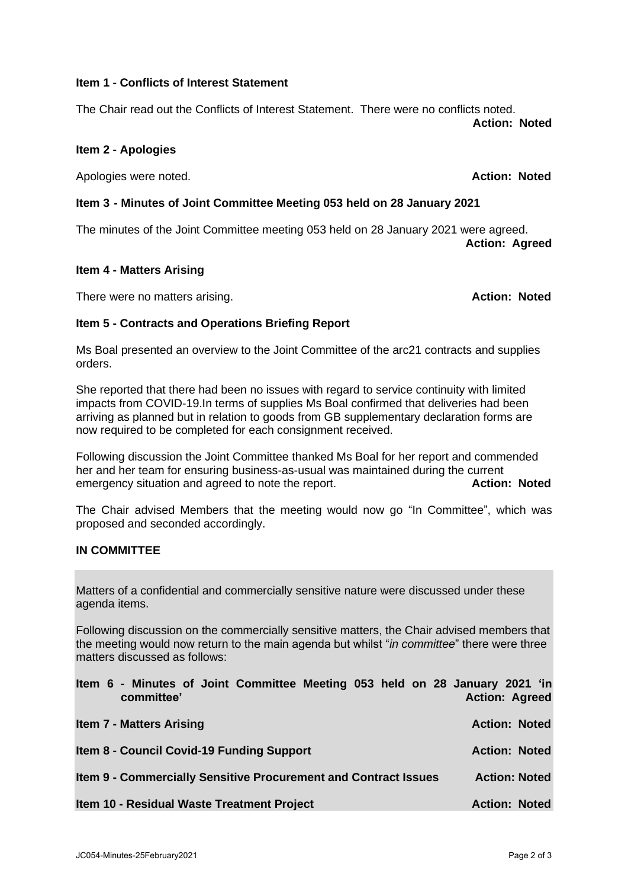**Item 1 - Conflicts of Interest Statement**

The Chair read out the Conflicts of Interest Statement. There were no conflicts noted.

**Action: Noted**

**Item 2 - Apologies**

Apologies were noted. **Action: Noted**

**Item 3 - Minutes of Joint Committee Meeting 053 held on 28 January 2021**

The minutes of the Joint Committee meeting 053 held on 28 January 2021 were agreed.

**Action: Agreed**

**Item 4 - Matters Arising**

There were no matters arising. **Action: Noted**

**Item 5 - Contracts and Operations Briefing Report**

Ms Boal presented an overview to the Joint Committee of the arc21 contracts and supplies orders.

She reported that there had been no issues with regard to service continuity with limited impacts from COVID-19.In terms of supplies Ms Boal confirmed that deliveries had been arriving as planned but in relation to goods from GB supplementary declaration forms are now required to be completed for each consignment received.

Following discussion the Joint Committee thanked Ms Boal for her report and commended her and her team for ensuring business-as-usual was maintained during the current emergency situation and agreed to note the report. **Action: Noted**

The Chair advised Members that the meeting would now go "In Committee", which was proposed and seconded accordingly.

**IN COMMITTEE**

Matters of a confidential and commercially sensitive nature were discussed under these agenda items.

Following discussion on the commercially sensitive matters, the Chair advised members that the meeting would now return to the main agenda but whilst "*in committee*" there were three matters discussed as follows:

**Item 6 - Minutes of Joint Committee Meeting 053 held on 28 January 2021 'in committee'** **Action: Agreed**

**Item 7 - Matters Arising** **Action: Noted**

**Item 8 - Council Covid-19 Funding Support** **Action: Noted**

**Item 9 - Commercially Sensitive Procurement and Contract Issues** **Action: Noted**

**Item 10 - Residual Waste Treatment Project** **Action: Noted**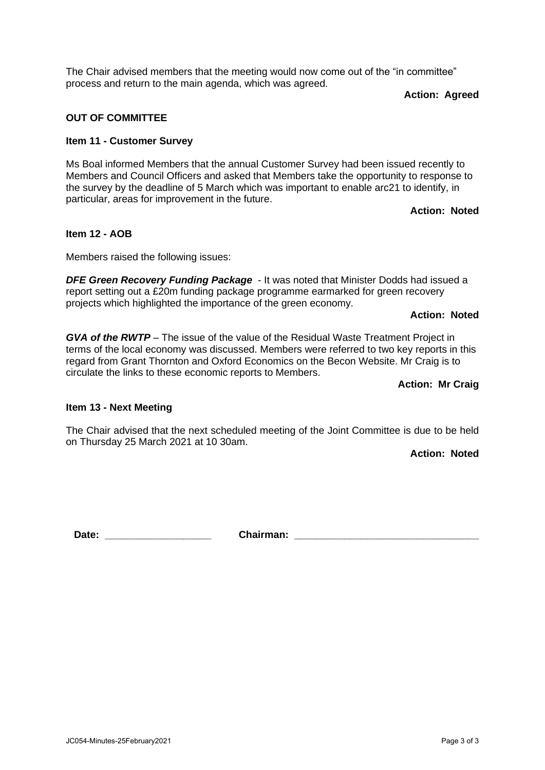The Chair advised members that the meeting would now come out of the "in committee" process and return to the main agenda, which was agreed.

**Action: Agreed**

**OUT OF COMMITTEE**

**Item 11 - Customer Survey**

Ms Boal informed Members that the annual Customer Survey had been issued recently to Members and Council Officers and asked that Members take the opportunity to response to the survey by the deadline of 5 March which was important to enable arc21 to identify, in particular, areas for improvement in the future.

**Action: Noted**

**Item 12 - AOB**

Members raised the following issues:

***DFE Green Recovery Funding Package*** - It was noted that Minister Dodds had issued a report setting out a £20m funding package programme earmarked for green recovery projects which highlighted the importance of the green economy.

**Action: Noted**

***GVA of the RWTP*** – The issue of the value of the Residual Waste Treatment Project in terms of the local economy was discussed. Members were referred to two key reports in this regard from Grant Thornton and Oxford Economics on the Becon Website. Mr Craig is to circulate the links to these economic reports to Members.

**Action: Mr Craig**

**Item 13 - Next Meeting**

The Chair advised that the next scheduled meeting of the Joint Committee is due to be held on Thursday 25 March 2021 at 10 30am.

**Action: Noted**

**Date:** ___________________ **Chairman:** ________________________________